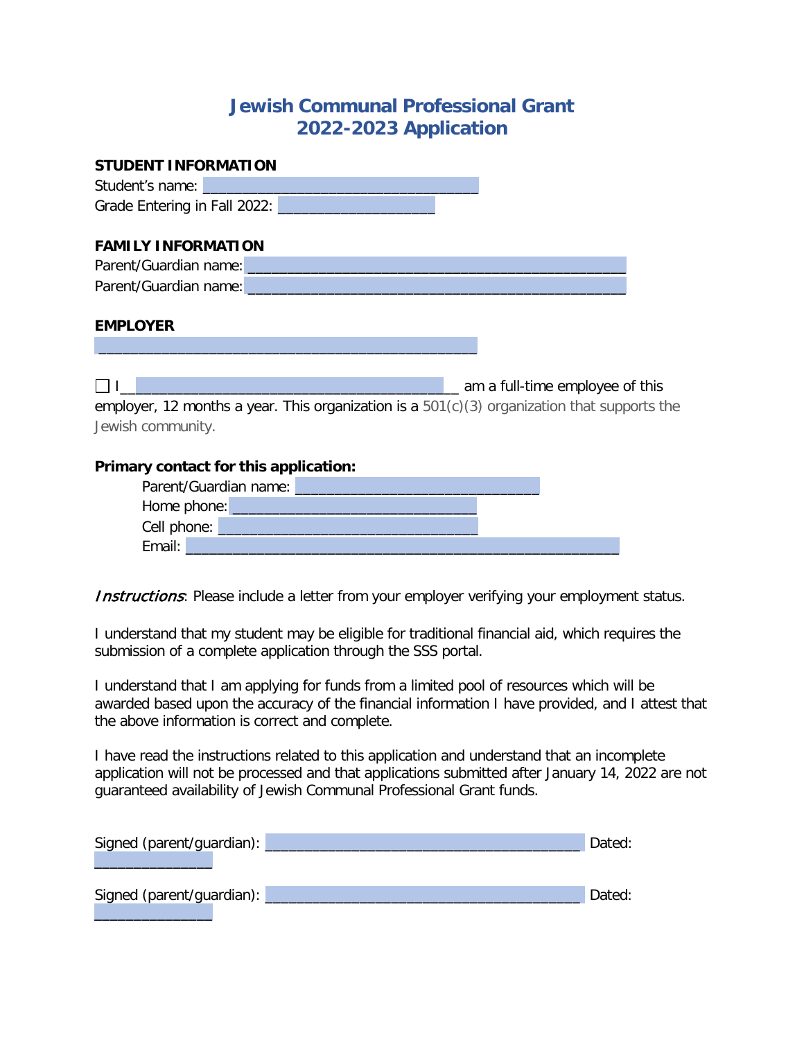# Jewish Communal Professional Grant
# 2022-2023 Application

**STUDENT INFORMATION**

Student's name: ___________________________________

Grade Entering in Fall 2022: ____________________

**FAMILY INFORMATION**

Parent/Guardian name: _________________________________________________

Parent/Guardian name: _________________________________________________

**EMPLOYER**

_________________________________________________

☐ I__________________________________________ am a full-time employee of this employer, 12 months a year. This organization is a 501(c)(3) organization that supports the Jewish community.

**Primary contact for this application:**

Parent/Guardian name: _______________________________

Home phone: _______________________________

Cell phone: _________________________________

Email: ________________________________________________________

*Instructions*: Please include a letter from your employer verifying your employment status.

I understand that my student may be eligible for traditional financial aid, which requires the submission of a complete application through the SSS portal.

I understand that I am applying for funds from a limited pool of resources which will be awarded based upon the accuracy of the financial information I have provided, and I attest that the above information is correct and complete.

I have read the instructions related to this application and understand that an incomplete application will not be processed and that applications submitted after January 14, 2022 are not guaranteed availability of Jewish Communal Professional Grant funds.

Signed (parent/guardian): ________________________________________ Dated: _______________

Signed (parent/guardian): ________________________________________ Dated: _______________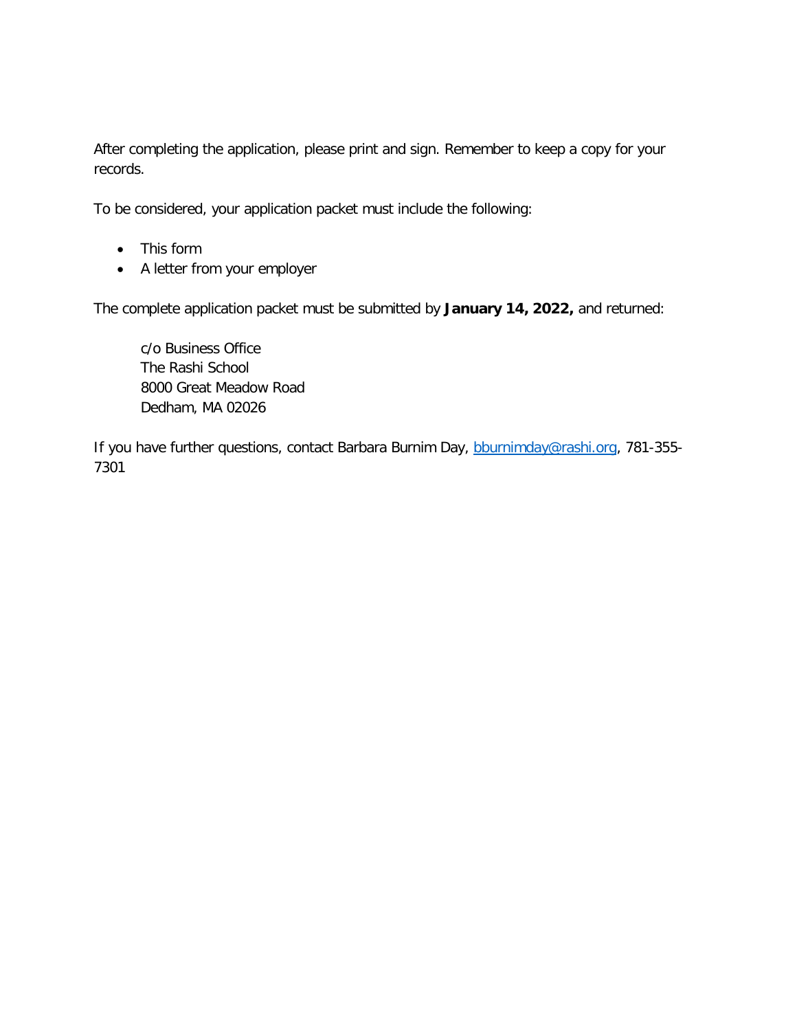After completing the application, please print and sign. Remember to keep a copy for your records.

To be considered, your application packet must include the following:

- This form
- A letter from your employer

The complete application packet must be submitted by **January 14, 2022,** and returned:

c/o Business Office  
The Rashi School  
8000 Great Meadow Road  
Dedham, MA 02026

If you have further questions, contact Barbara Burnim Day, bburnimday@rashi.org, 781-355-7301